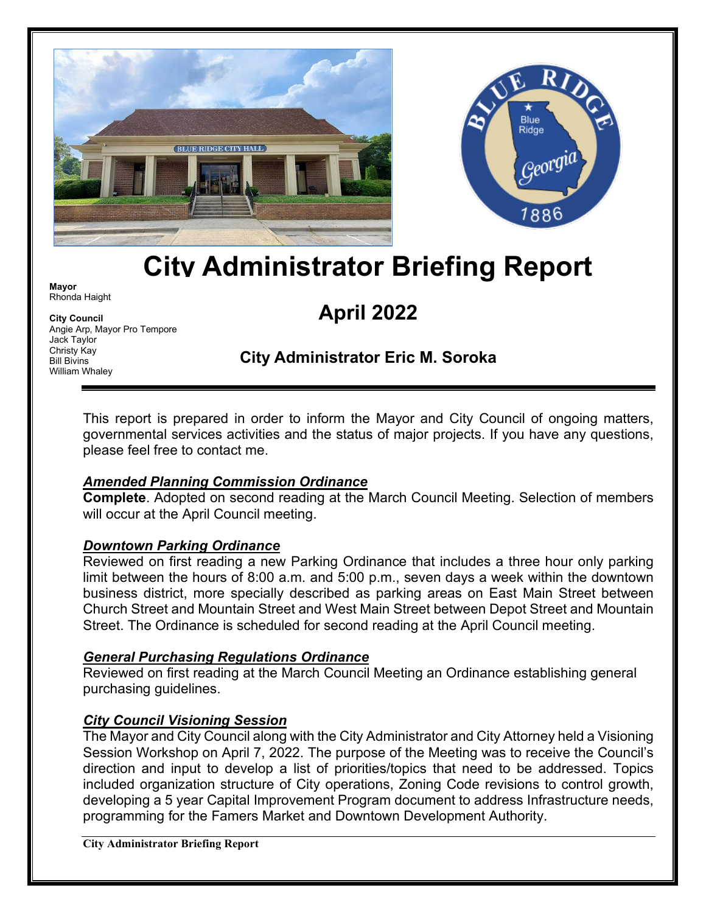# City Administrator Briefing Report

**Mayor**
Rhonda Haight

**City Council**
Angie Arp, Mayor Pro Tempore
Jack Taylor
Christy Kay
Bill Bivins
William Whaley

## April 2022

### City Administrator Eric M. Soroka

This report is prepared in order to inform the Mayor and City Council of ongoing matters, governmental services activities and the status of major projects. If you have any questions, please feel free to contact me.

***Amended Planning Commission Ordinance***

**Complete**. Adopted on second reading at the March Council Meeting. Selection of members will occur at the April Council meeting.

***Downtown Parking Ordinance***

Reviewed on first reading a new Parking Ordinance that includes a three hour only parking limit between the hours of 8:00 a.m. and 5:00 p.m., seven days a week within the downtown business district, more specially described as parking areas on East Main Street between Church Street and Mountain Street and West Main Street between Depot Street and Mountain Street. The Ordinance is scheduled for second reading at the April Council meeting.

***General Purchasing Regulations Ordinance***

Reviewed on first reading at the March Council Meeting an Ordinance establishing general purchasing guidelines.

***City Council Visioning Session***

The Mayor and City Council along with the City Administrator and City Attorney held a Visioning Session Workshop on April 7, 2022. The purpose of the Meeting was to receive the Council's direction and input to develop a list of priorities/topics that need to be addressed. Topics included organization structure of City operations, Zoning Code revisions to control growth, developing a 5 year Capital Improvement Program document to address Infrastructure needs, programming for the Famers Market and Downtown Development Authority.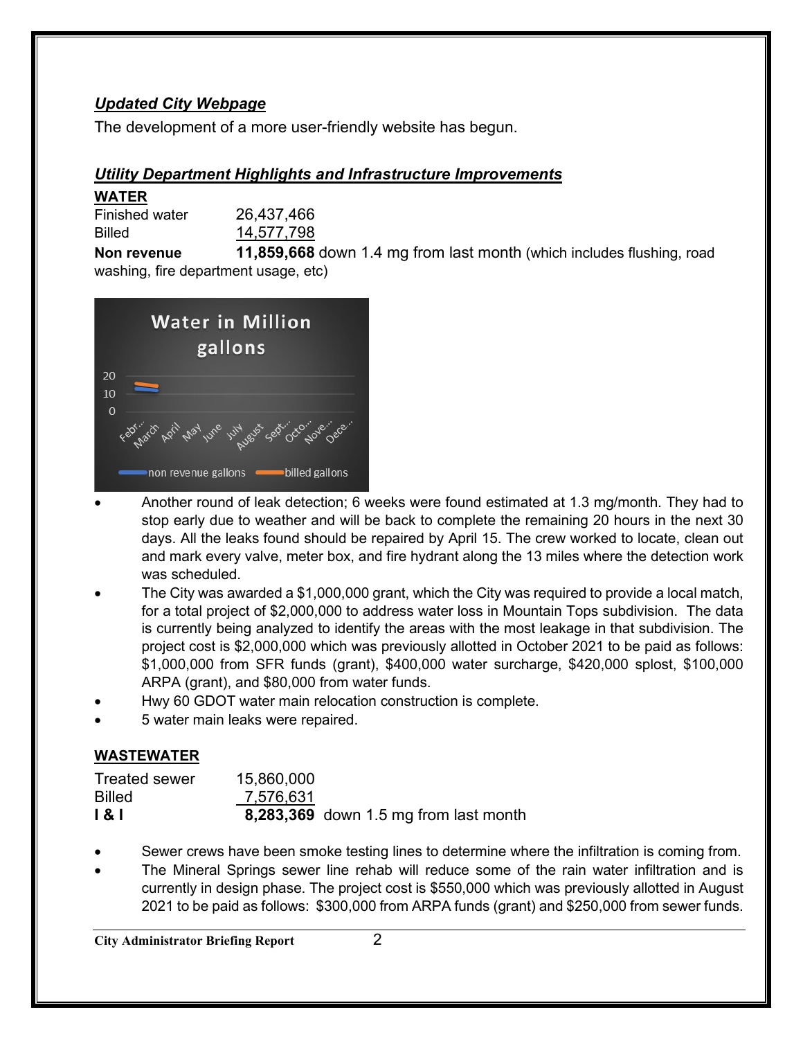***Updated City Webpage***

The development of a more user-friendly website has begun.

***Utility Department Highlights and Infrastructure Improvements***

**WATER**

| | |
|---|---|
| Finished water | 26,437,466 |
| Billed | 14,577,798 |
| **Non revenue** | **11,859,668** down 1.4 mg from last month (which includes flushing, road washing, fire department usage, etc) |

- Another round of leak detection; 6 weeks were found estimated at 1.3 mg/month. They had to stop early due to weather and will be back to complete the remaining 20 hours in the next 30 days. All the leaks found should be repaired by April 15. The crew worked to locate, clean out and mark every valve, meter box, and fire hydrant along the 13 miles where the detection work was scheduled.
- The City was awarded a $1,000,000 grant, which the City was required to provide a local match, for a total project of $2,000,000 to address water loss in Mountain Tops subdivision. The data is currently being analyzed to identify the areas with the most leakage in that subdivision. The project cost is $2,000,000 which was previously allotted in October 2021 to be paid as follows: $1,000,000 from SFR funds (grant), $400,000 water surcharge, $420,000 splost, $100,000 ARPA (grant), and $80,000 from water funds.
- Hwy 60 GDOT water main relocation construction is complete.
- 5 water main leaks were repaired.

**WASTEWATER**

| | |
|---|---|
| Treated sewer | 15,860,000 |
| Billed | 7,576,631 |
| **I & I** | **8,283,369** down 1.5 mg from last month |

- Sewer crews have been smoke testing lines to determine where the infiltration is coming from.
- The Mineral Springs sewer line rehab will reduce some of the rain water infiltration and is currently in design phase. The project cost is $550,000 which was previously allotted in August 2021 to be paid as follows: $300,000 from ARPA funds (grant) and $250,000 from sewer funds.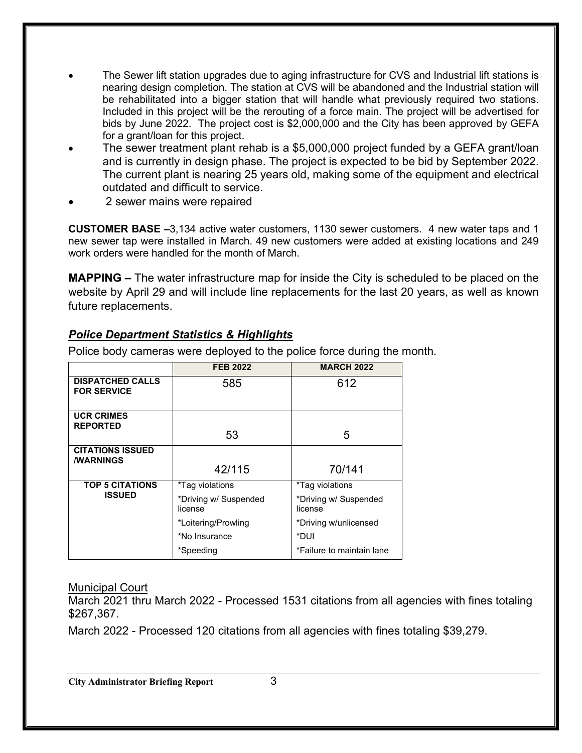- The Sewer lift station upgrades due to aging infrastructure for CVS and Industrial lift stations is nearing design completion. The station at CVS will be abandoned and the Industrial station will be rehabilitated into a bigger station that will handle what previously required two stations. Included in this project will be the rerouting of a force main. The project will be advertised for bids by June 2022. The project cost is $2,000,000 and the City has been approved by GEFA for a grant/loan for this project.
- The sewer treatment plant rehab is a $5,000,000 project funded by a GEFA grant/loan and is currently in design phase. The project is expected to be bid by September 2022. The current plant is nearing 25 years old, making some of the equipment and electrical outdated and difficult to service.
- 2 sewer mains were repaired

**CUSTOMER BASE –**3,134 active water customers, 1130 sewer customers. 4 new water taps and 1 new sewer tap were installed in March. 49 new customers were added at existing locations and 249 work orders were handled for the month of March.

**MAPPING –** The water infrastructure map for inside the City is scheduled to be placed on the website by April 29 and will include line replacements for the last 20 years, as well as known future replacements.

## ***Police Department Statistics & Highlights***

Police body cameras were deployed to the police force during the month.

| | FEB 2022 | MARCH 2022 |
|---|---|---|
| **DISPATCHED CALLS FOR SERVICE** | 585 | 612 |
| **UCR CRIMES REPORTED** | 53 | 5 |
| **CITATIONS ISSUED /WARNINGS** | 42/115 | 70/141 |
| **TOP 5 CITATIONS ISSUED** | *Tag violations | *Tag violations |
| | *Driving w/ Suspended license | *Driving w/ Suspended license |
| | *Loitering/Prowling | *Driving w/unlicensed |
| | *No Insurance | *DUI |
| | *Speeding | *Failure to maintain lane |

Municipal Court

March 2021 thru March 2022 - Processed 1531 citations from all agencies with fines totaling $267,367.

March 2022 - Processed 120 citations from all agencies with fines totaling $39,279.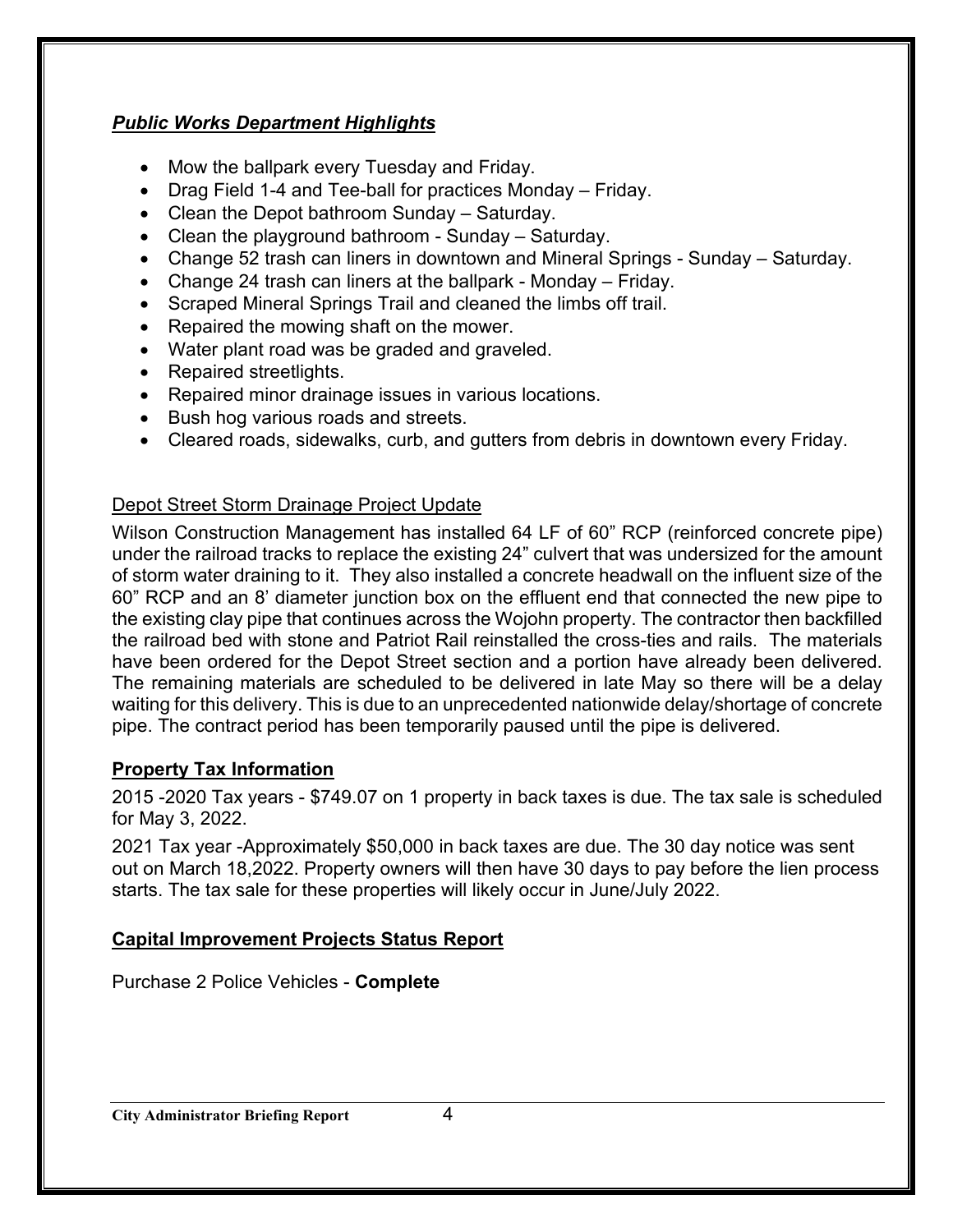***Public Works Department Highlights***

- Mow the ballpark every Tuesday and Friday.
- Drag Field 1-4 and Tee-ball for practices Monday – Friday.
- Clean the Depot bathroom Sunday – Saturday.
- Clean the playground bathroom - Sunday – Saturday.
- Change 52 trash can liners in downtown and Mineral Springs - Sunday – Saturday.
- Change 24 trash can liners at the ballpark - Monday – Friday.
- Scraped Mineral Springs Trail and cleaned the limbs off trail.
- Repaired the mowing shaft on the mower.
- Water plant road was be graded and graveled.
- Repaired streetlights.
- Repaired minor drainage issues in various locations.
- Bush hog various roads and streets.
- Cleared roads, sidewalks, curb, and gutters from debris in downtown every Friday.

Depot Street Storm Drainage Project Update

Wilson Construction Management has installed 64 LF of 60" RCP (reinforced concrete pipe) under the railroad tracks to replace the existing 24" culvert that was undersized for the amount of storm water draining to it. They also installed a concrete headwall on the influent size of the 60" RCP and an 8' diameter junction box on the effluent end that connected the new pipe to the existing clay pipe that continues across the Wojohn property. The contractor then backfilled the railroad bed with stone and Patriot Rail reinstalled the cross-ties and rails. The materials have been ordered for the Depot Street section and a portion have already been delivered. The remaining materials are scheduled to be delivered in late May so there will be a delay waiting for this delivery. This is due to an unprecedented nationwide delay/shortage of concrete pipe. The contract period has been temporarily paused until the pipe is delivered.

**Property Tax Information**

2015 -2020 Tax years - $749.07 on 1 property in back taxes is due. The tax sale is scheduled for May 3, 2022.

2021 Tax year -Approximately $50,000 in back taxes are due. The 30 day notice was sent out on March 18,2022. Property owners will then have 30 days to pay before the lien process starts. The tax sale for these properties will likely occur in June/July 2022.

**Capital Improvement Projects Status Report**

Purchase 2 Police Vehicles - **Complete**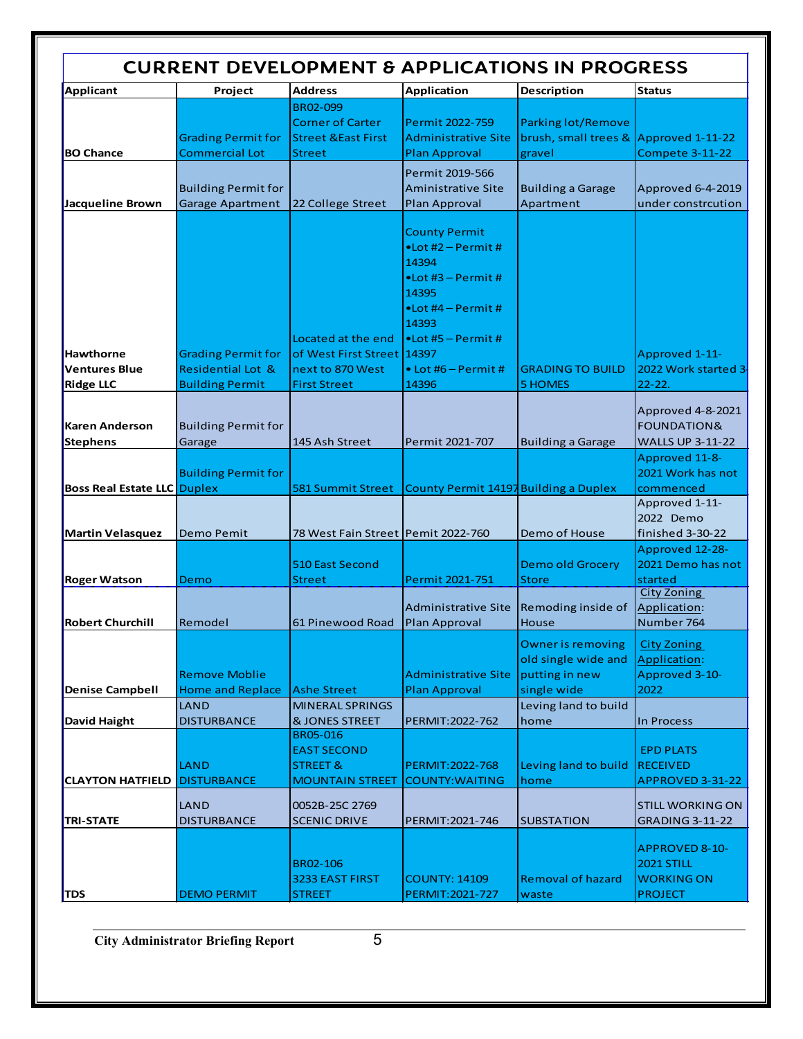# CURRENT DEVELOPMENT & APPLICATIONS IN PROGRESS

| Applicant | Project | Address | Application | Description | Status |
|---|---|---|---|---|---|
| BO Chance | Grading Permit for Commercial Lot | BR02-099 Corner of Carter Street &East First Street | Permit 2022-759 Administrative Site Plan Approval | Parking lot/Remove brush, small trees & gravel | Approved 1-11-22 Compete 3-11-22 |
| Jacqueline Brown | Building Permit for Garage Apartment | 22 College Street | Permit 2019-566 Aministrative Site Plan Approval | Building a Garage Apartment | Approved 6-4-2019 under constrcution |
| Hawthorne Ventures Blue Ridge LLC | Grading Permit for Residential Lot & Building Permit | Located at the end of West First Street next to 870 West First Street | County Permit •Lot #2 – Permit # 14394 •Lot #3 – Permit # 14395 •Lot #4 – Permit # 14393 •Lot #5 – Permit # 14397 • Lot #6 – Permit # 14396 | GRADING TO BUILD 5 HOMES | Approved 1-11-2022 Work started 3-22-22. |
| Karen Anderson Stephens | Building Permit for Garage | 145 Ash Street | Permit 2021-707 | Building a Garage | Approved 4-8-2021 FOUNDATION& WALLS UP 3-11-22 |
| Boss Real Estate LLC | Building Permit for Duplex | 581 Summit Street | County Permit 14197 | Building a Duplex | Approved 11-8-2021 Work has not commenced |
| Martin Velasquez | Demo Pemit | 78 West Fain Street | Pemit 2022-760 | Demo of House | Approved 1-11-2022 Demo finished 3-30-22 |
| Roger Watson | Demo | 510 East Second Street | Permit 2021-751 | Demo old Grocery Store | Approved 12-28-2021 Demo has not started |
| Robert Churchill | Remodel | 61 Pinewood Road | Administrative Site Plan Approval | Remoding inside of House | City Zoning Application: Number 764 |
| Denise Campbell | Remove Moblie Home and Replace | Ashe Street | Administrative Site Plan Approval | Owner is removing old single wide and putting in new single wide | City Zoning Application: Approved 3-10-2022 |
| David Haight | LAND DISTURBANCE | MINERAL SPRINGS & JONES STREET | PERMIT:2022-762 | Leving land to build home | In Process |
| CLAYTON HATFIELD | LAND DISTURBANCE | BR05-016 EAST SECOND STREET & MOUNTAIN STREET | PERMIT:2022-768 COUNTY:WAITING | Leving land to build home | EPD PLATS RECEIVED APPROVED 3-31-22 |
| TRI-STATE | LAND DISTURBANCE | 0052B-25C 2769 SCENIC DRIVE | PERMIT:2021-746 | SUBSTATION | STILL WORKING ON GRADING 3-11-22 |
| TDS | DEMO PERMIT | BR02-106 3233 EAST FIRST STREET | COUNTY: 14109 PERMIT:2021-727 | Removal of hazard waste | APPROVED 8-10-2021 STILL WORKING ON PROJECT |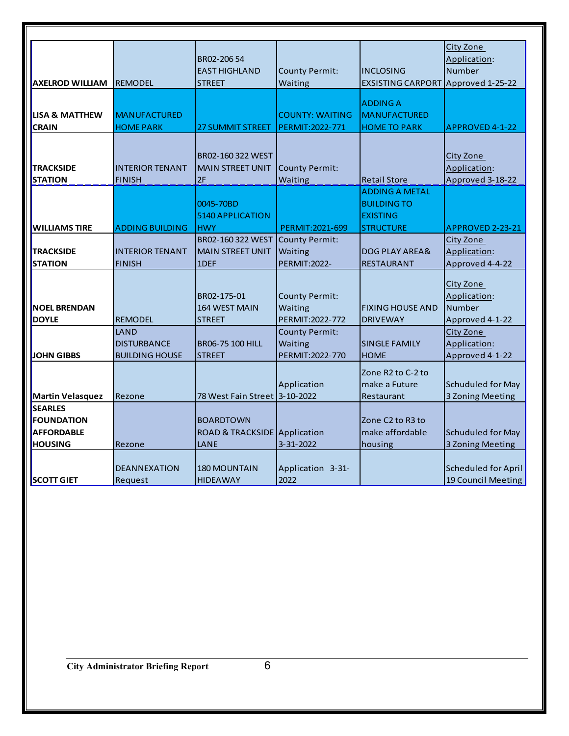| | | | | | |
|---|---|---|---|---|---|
| **AXELROD WILLIAM** | REMODEL | BR02-206 54 EAST HIGHLAND STREET | County Permit: Waiting | INCLOSING EXSISTING CARPORT | City Zone Application: Number Approved 1-25-22 |
| **LISA & MATTHEW CRAIN** | MANUFACTURED HOME PARK | 27 SUMMIT STREET | COUNTY: WAITING PERMIT:2022-771 | ADDING A MANUFACTURED HOME TO PARK | APPROVED 4-1-22 |
| **TRACKSIDE STATION** | INTERIOR TENANT FINISH | BR02-160 322 WEST MAIN STREET UNIT 2F | County Permit: Waiting | Retail Store | City Zone Application: Approved 3-18-22 |
| **WILLIAMS TIRE** | ADDING BUILDING | 0045-70BD 5140 APPLICATION HWY | PERMIT:2021-699 | ADDING A METAL BUILDING TO EXISTING STRUCTURE | APPROVED 2-23-21 |
| **TRACKSIDE STATION** | INTERIOR TENANT FINISH | BR02-160 322 WEST MAIN STREET UNIT 1DEF | County Permit: Waiting PERMIT:2022- | DOG PLAY AREA& RESTAURANT | City Zone Application: Approved 4-4-22 |
| **NOEL BRENDAN DOYLE** | REMODEL | BR02-175-01 164 WEST MAIN STREET | County Permit: Waiting PERMIT:2022-772 | FIXING HOUSE AND DRIVEWAY | City Zone Application: Number Approved 4-1-22 |
| **JOHN GIBBS** | LAND DISTURBANCE BUILDING HOUSE | BR06-75 100 HILL STREET | County Permit: Waiting PERMIT:2022-770 | SINGLE FAMILY HOME | City Zone Application: Approved 4-1-22 |
| **Martin Velasquez** | Rezone | 78 West Fain Street | Application 3-10-2022 | Zone R2 to C-2 to make a Future Restaurant | Schuduled for May 3 Zoning Meeting |
| **SEARLES FOUNDATION AFFORDABLE HOUSING** | Rezone | BOARDTOWN ROAD & TRACKSIDE LANE | Application 3-31-2022 | Zone C2 to R3 to make affordable housing | Schuduled for May 3 Zoning Meeting |
| **SCOTT GIET** | DEANNEXATION Request | 180 MOUNTAIN HIDEAWAY | Application 3-31-2022 | | Scheduled for April 19 Council Meeting |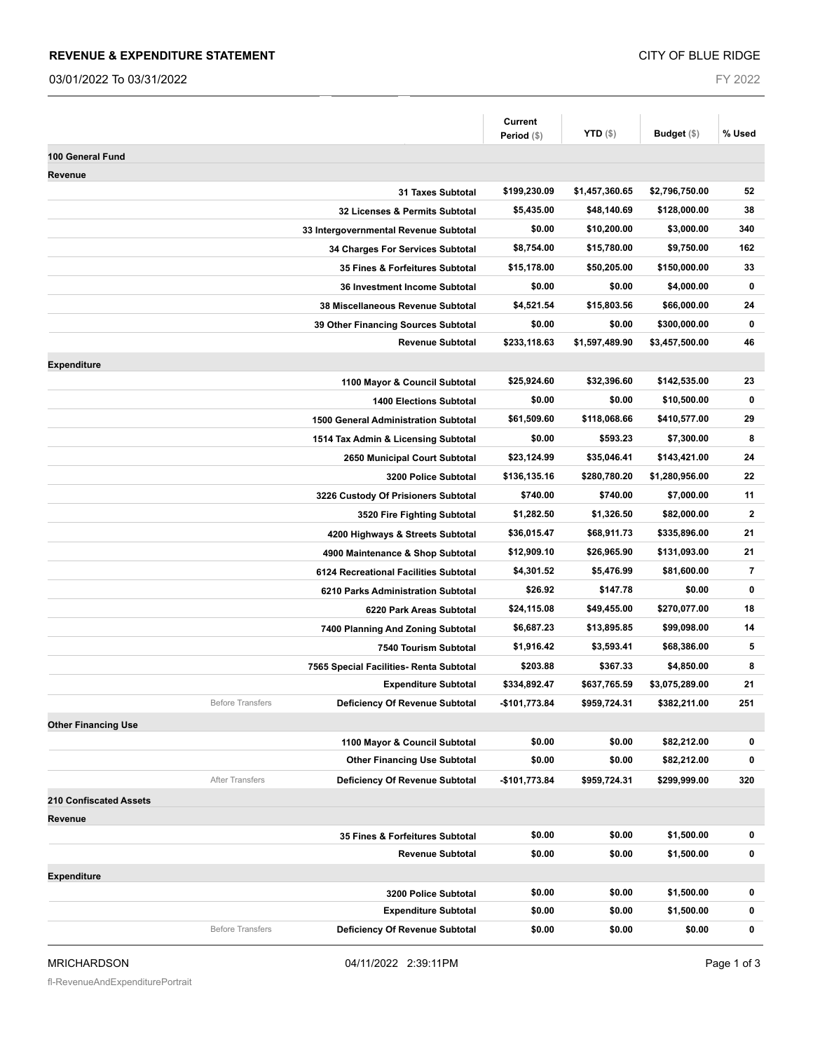## REVENUE & EXPENDITURE STATEMENT

CITY OF BLUE RIDGE

03/01/2022 To 03/31/2022

FY 2022

| | | Current Period ($) | YTD ($) | Budget ($) | % Used |
|---|---|---|---|---|---|
| **100 General Fund** | | | | | |
| **Revenue** | | | | | |
| | **31 Taxes Subtotal** | **$199,230.09** | **$1,457,360.65** | **$2,796,750.00** | **52** |
| | **32 Licenses & Permits Subtotal** | **$5,435.00** | **$48,140.69** | **$128,000.00** | **38** |
| | **33 Intergovernmental Revenue Subtotal** | **$0.00** | **$10,200.00** | **$3,000.00** | **340** |
| | **34 Charges For Services Subtotal** | **$8,754.00** | **$15,780.00** | **$9,750.00** | **162** |
| | **35 Fines & Forfeitures Subtotal** | **$15,178.00** | **$50,205.00** | **$150,000.00** | **33** |
| | **36 Investment Income Subtotal** | **$0.00** | **$0.00** | **$4,000.00** | **0** |
| | **38 Miscellaneous Revenue Subtotal** | **$4,521.54** | **$15,803.56** | **$66,000.00** | **24** |
| | **39 Other Financing Sources Subtotal** | **$0.00** | **$0.00** | **$300,000.00** | **0** |
| | **Revenue Subtotal** | **$233,118.63** | **$1,597,489.90** | **$3,457,500.00** | **46** |
| **Expenditure** | | | | | |
| | **1100 Mayor & Council Subtotal** | **$25,924.60** | **$32,396.60** | **$142,535.00** | **23** |
| | **1400 Elections Subtotal** | **$0.00** | **$0.00** | **$10,500.00** | **0** |
| | **1500 General Administration Subtotal** | **$61,509.60** | **$118,068.66** | **$410,577.00** | **29** |
| | **1514 Tax Admin & Licensing Subtotal** | **$0.00** | **$593.23** | **$7,300.00** | **8** |
| | **2650 Municipal Court Subtotal** | **$23,124.99** | **$35,046.41** | **$143,421.00** | **24** |
| | **3200 Police Subtotal** | **$136,135.16** | **$280,780.20** | **$1,280,956.00** | **22** |
| | **3226 Custody Of Prisioners Subtotal** | **$740.00** | **$740.00** | **$7,000.00** | **11** |
| | **3520 Fire Fighting Subtotal** | **$1,282.50** | **$1,326.50** | **$82,000.00** | **2** |
| | **4200 Highways & Streets Subtotal** | **$36,015.47** | **$68,911.73** | **$335,896.00** | **21** |
| | **4900 Maintenance & Shop Subtotal** | **$12,909.10** | **$26,965.90** | **$131,093.00** | **21** |
| | **6124 Recreational Facilities Subtotal** | **$4,301.52** | **$5,476.99** | **$81,600.00** | **7** |
| | **6210 Parks Administration Subtotal** | **$26.92** | **$147.78** | **$0.00** | **0** |
| | **6220 Park Areas Subtotal** | **$24,115.08** | **$49,455.00** | **$270,077.00** | **18** |
| | **7400 Planning And Zoning Subtotal** | **$6,687.23** | **$13,895.85** | **$99,098.00** | **14** |
| | **7540 Tourism Subtotal** | **$1,916.42** | **$3,593.41** | **$68,386.00** | **5** |
| | **7565 Special Facilities- Renta Subtotal** | **$203.88** | **$367.33** | **$4,850.00** | **8** |
| | **Expenditure Subtotal** | **$334,892.47** | **$637,765.59** | **$3,075,289.00** | **21** |
| Before Transfers | **Deficiency Of Revenue Subtotal** | **-$101,773.84** | **$959,724.31** | **$382,211.00** | **251** |
| **Other Financing Use** | | | | | |
| | **1100 Mayor & Council Subtotal** | **$0.00** | **$0.00** | **$82,212.00** | **0** |
| | **Other Financing Use Subtotal** | **$0.00** | **$0.00** | **$82,212.00** | **0** |
| After Transfers | **Deficiency Of Revenue Subtotal** | **-$101,773.84** | **$959,724.31** | **$299,999.00** | **320** |
| **210 Confiscated Assets** | | | | | |
| **Revenue** | | | | | |
| | **35 Fines & Forfeitures Subtotal** | **$0.00** | **$0.00** | **$1,500.00** | **0** |
| | **Revenue Subtotal** | **$0.00** | **$0.00** | **$1,500.00** | **0** |
| **Expenditure** | | | | | |
| | **3200 Police Subtotal** | **$0.00** | **$0.00** | **$1,500.00** | **0** |
| | **Expenditure Subtotal** | **$0.00** | **$0.00** | **$1,500.00** | **0** |
| Before Transfers | **Deficiency Of Revenue Subtotal** | **$0.00** | **$0.00** | **$0.00** | **0** |

MRICHARDSON 04/11/2022 2:39:11PM

fl-RevenueAndExpenditurePortrait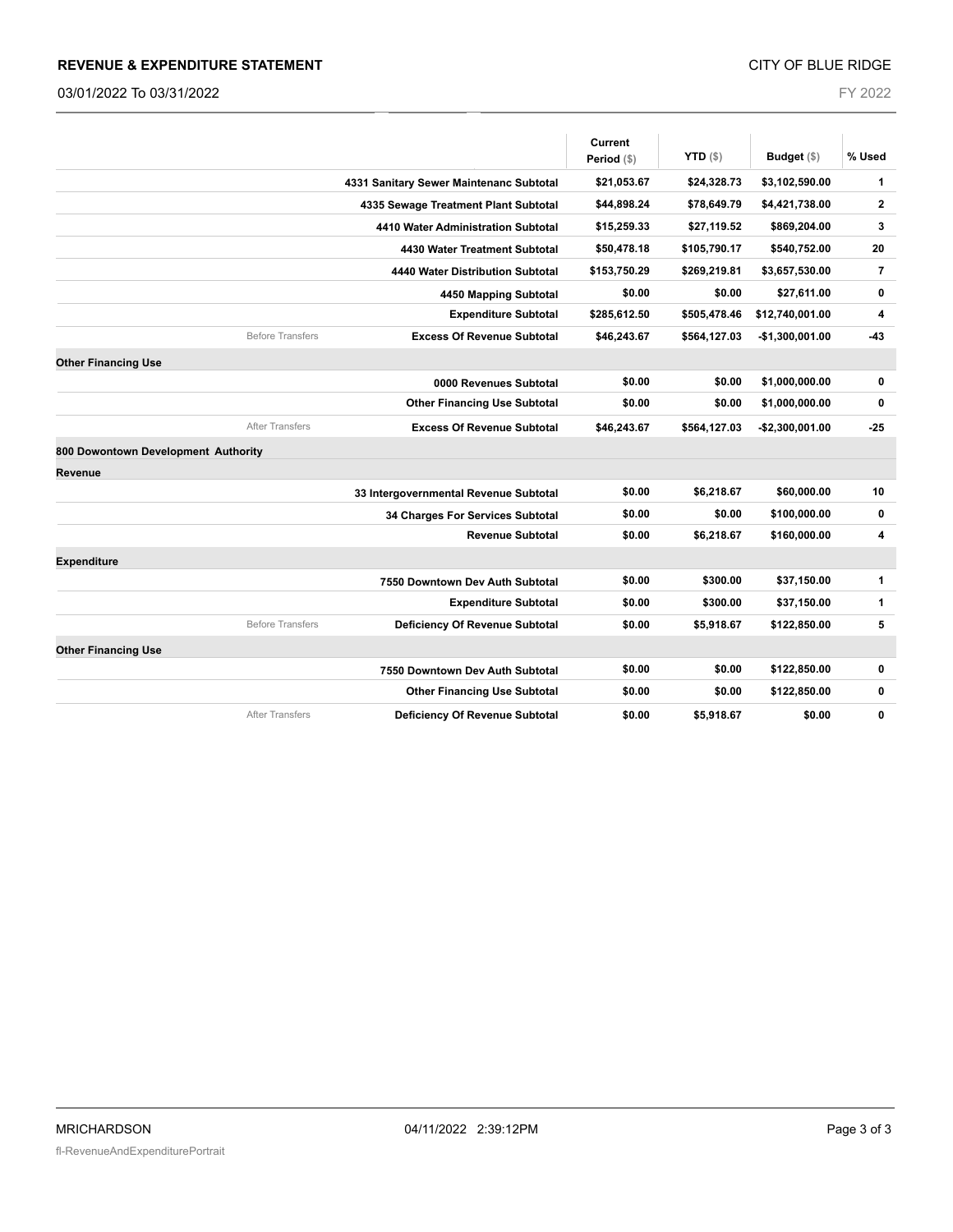| | | Current Period ($) | YTD ($) | Budget ($) | % Used |
|---|---|---|---|---|---|
| | 4331 Sanitary Sewer Maintenanc Subtotal | $21,053.67 | $24,328.73 | $3,102,590.00 | 1 |
| | 4335 Sewage Treatment Plant Subtotal | $44,898.24 | $78,649.79 | $4,421,738.00 | 2 |
| | 4410 Water Administration Subtotal | $15,259.33 | $27,119.52 | $869,204.00 | 3 |
| | 4430 Water Treatment Subtotal | $50,478.18 | $105,790.17 | $540,752.00 | 20 |
| | 4440 Water Distribution Subtotal | $153,750.29 | $269,219.81 | $3,657,530.00 | 7 |
| | 4450 Mapping Subtotal | $0.00 | $0.00 | $27,611.00 | 0 |
| | Expenditure Subtotal | $285,612.50 | $505,478.46 | $12,740,001.00 | 4 |
| Before Transfers | Excess Of Revenue Subtotal | $46,243.67 | $564,127.03 | -$1,300,001.00 | -43 |
| **Other Financing Use** | | | | | |
| | 0000 Revenues Subtotal | $0.00 | $0.00 | $1,000,000.00 | 0 |
| | Other Financing Use Subtotal | $0.00 | $0.00 | $1,000,000.00 | 0 |
| After Transfers | Excess Of Revenue Subtotal | $46,243.67 | $564,127.03 | -$2,300,001.00 | -25 |
| **800 Dowontown Development Authority** | | | | | |
| **Revenue** | | | | | |
| | 33 Intergovernmental Revenue Subtotal | $0.00 | $6,218.67 | $60,000.00 | 10 |
| | 34 Charges For Services Subtotal | $0.00 | $0.00 | $100,000.00 | 0 |
| | Revenue Subtotal | $0.00 | $6,218.67 | $160,000.00 | 4 |
| **Expenditure** | | | | | |
| | 7550 Downtown Dev Auth Subtotal | $0.00 | $300.00 | $37,150.00 | 1 |
| | Expenditure Subtotal | $0.00 | $300.00 | $37,150.00 | 1 |
| Before Transfers | Deficiency Of Revenue Subtotal | $0.00 | $5,918.67 | $122,850.00 | 5 |
| **Other Financing Use** | | | | | |
| | 7550 Downtown Dev Auth Subtotal | $0.00 | $0.00 | $122,850.00 | 0 |
| | Other Financing Use Subtotal | $0.00 | $0.00 | $122,850.00 | 0 |
| After Transfers | Deficiency Of Revenue Subtotal | $0.00 | $5,918.67 | $0.00 | 0 |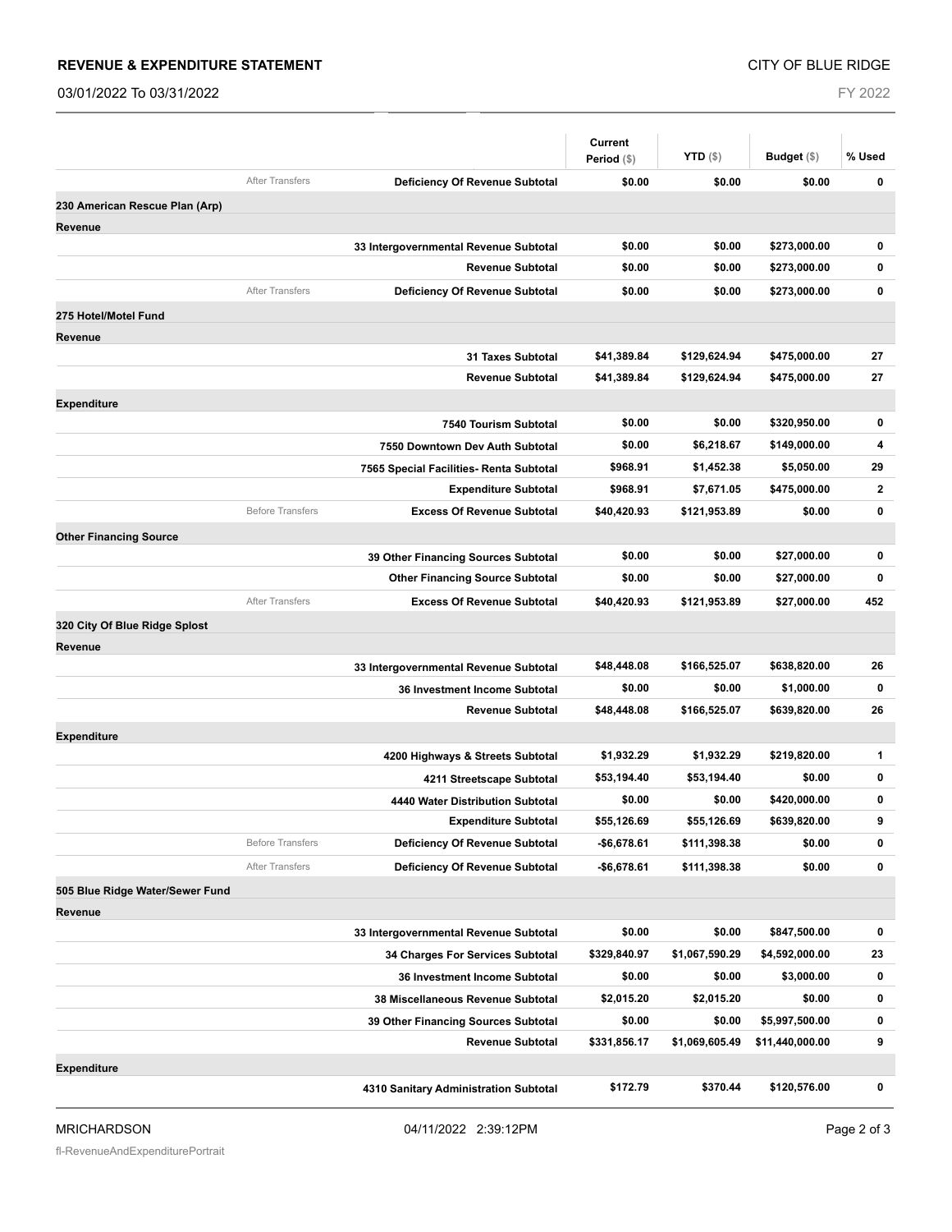# REVENUE & EXPENDITURE STATEMENT

CITY OF BLUE RIDGE

03/01/2022 To 03/31/2022

FY 2022

| | | | Current Period ($) | YTD ($) | Budget ($) | % Used |
|---|---|---|---|---|---|---|
| | After Transfers | **Deficiency Of Revenue Subtotal** | **$0.00** | **$0.00** | **$0.00** | **0** |
| **230 American Rescue Plan (Arp)** | | | | | | |
| **Revenue** | | | | | | |
| | | **33 Intergovernmental Revenue Subtotal** | **$0.00** | **$0.00** | **$273,000.00** | **0** |
| | | **Revenue Subtotal** | **$0.00** | **$0.00** | **$273,000.00** | **0** |
| | After Transfers | **Deficiency Of Revenue Subtotal** | **$0.00** | **$0.00** | **$273,000.00** | **0** |
| **275 Hotel/Motel Fund** | | | | | | |
| **Revenue** | | | | | | |
| | | **31 Taxes Subtotal** | **$41,389.84** | **$129,624.94** | **$475,000.00** | **27** |
| | | **Revenue Subtotal** | **$41,389.84** | **$129,624.94** | **$475,000.00** | **27** |
| **Expenditure** | | | | | | |
| | | **7540 Tourism Subtotal** | **$0.00** | **$0.00** | **$320,950.00** | **0** |
| | | **7550 Downtown Dev Auth Subtotal** | **$0.00** | **$6,218.67** | **$149,000.00** | **4** |
| | | **7565 Special Facilities- Renta Subtotal** | **$968.91** | **$1,452.38** | **$5,050.00** | **29** |
| | | **Expenditure Subtotal** | **$968.91** | **$7,671.05** | **$475,000.00** | **2** |
| | Before Transfers | **Excess Of Revenue Subtotal** | **$40,420.93** | **$121,953.89** | **$0.00** | **0** |
| **Other Financing Source** | | | | | | |
| | | **39 Other Financing Sources Subtotal** | **$0.00** | **$0.00** | **$27,000.00** | **0** |
| | | **Other Financing Source Subtotal** | **$0.00** | **$0.00** | **$27,000.00** | **0** |
| | After Transfers | **Excess Of Revenue Subtotal** | **$40,420.93** | **$121,953.89** | **$27,000.00** | **452** |
| **320 City Of Blue Ridge Splost** | | | | | | |
| **Revenue** | | | | | | |
| | | **33 Intergovernmental Revenue Subtotal** | **$48,448.08** | **$166,525.07** | **$638,820.00** | **26** |
| | | **36 Investment Income Subtotal** | **$0.00** | **$0.00** | **$1,000.00** | **0** |
| | | **Revenue Subtotal** | **$48,448.08** | **$166,525.07** | **$639,820.00** | **26** |
| **Expenditure** | | | | | | |
| | | **4200 Highways & Streets Subtotal** | **$1,932.29** | **$1,932.29** | **$219,820.00** | **1** |
| | | **4211 Streetscape Subtotal** | **$53,194.40** | **$53,194.40** | **$0.00** | **0** |
| | | **4440 Water Distribution Subtotal** | **$0.00** | **$0.00** | **$420,000.00** | **0** |
| | | **Expenditure Subtotal** | **$55,126.69** | **$55,126.69** | **$639,820.00** | **9** |
| | Before Transfers | **Deficiency Of Revenue Subtotal** | **-$6,678.61** | **$111,398.38** | **$0.00** | **0** |
| | After Transfers | **Deficiency Of Revenue Subtotal** | **-$6,678.61** | **$111,398.38** | **$0.00** | **0** |
| **505 Blue Ridge Water/Sewer Fund** | | | | | | |
| **Revenue** | | | | | | |
| | | **33 Intergovernmental Revenue Subtotal** | **$0.00** | **$0.00** | **$847,500.00** | **0** |
| | | **34 Charges For Services Subtotal** | **$329,840.97** | **$1,067,590.29** | **$4,592,000.00** | **23** |
| | | **36 Investment Income Subtotal** | **$0.00** | **$0.00** | **$3,000.00** | **0** |
| | | **38 Miscellaneous Revenue Subtotal** | **$2,015.20** | **$2,015.20** | **$0.00** | **0** |
| | | **39 Other Financing Sources Subtotal** | **$0.00** | **$0.00** | **$5,997,500.00** | **0** |
| | | **Revenue Subtotal** | **$331,856.17** | **$1,069,605.49** | **$11,440,000.00** | **9** |
| **Expenditure** | | | | | | |
| | | **4310 Sanitary Administration Subtotal** | **$172.79** | **$370.44** | **$120,576.00** | **0** |

MRICHARDSON 04/11/2022 2:39:12PM

fl-RevenueAndExpenditurePortrait